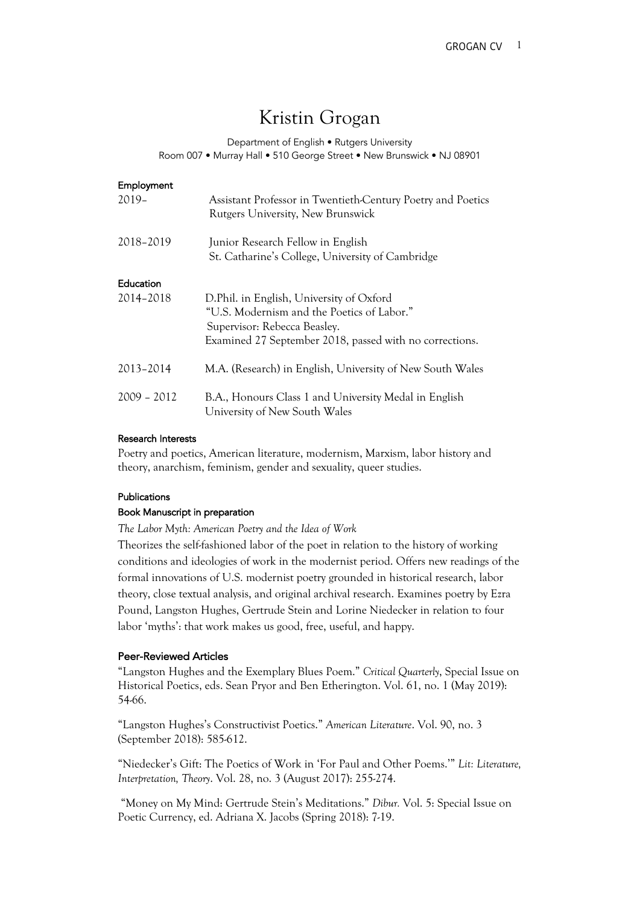# Kristin Grogan

Department of English • Rutgers University
Room 007 • Murray Hall • 510 George Street • New Brunswick • NJ 08901

## Employment

2019– Assistant Professor in Twentieth-Century Poetry and Poetics
Rutgers University, New Brunswick

2018–2019 Junior Research Fellow in English
St. Catharine's College, University of Cambridge

## Education

2014–2018 D.Phil. in English, University of Oxford
"U.S. Modernism and the Poetics of Labor."
Supervisor: Rebecca Beasley.
Examined 27 September 2018, passed with no corrections.

2013–2014 M.A. (Research) in English, University of New South Wales

2009 – 2012 B.A., Honours Class 1 and University Medal in English
University of New South Wales

## Research Interests

Poetry and poetics, American literature, modernism, Marxism, labor history and theory, anarchism, feminism, gender and sexuality, queer studies.

## Publications

### Book Manuscript in preparation

*The Labor Myth: American Poetry and the Idea of Work*

Theorizes the self-fashioned labor of the poet in relation to the history of working conditions and ideologies of work in the modernist period. Offers new readings of the formal innovations of U.S. modernist poetry grounded in historical research, labor theory, close textual analysis, and original archival research. Examines poetry by Ezra Pound, Langston Hughes, Gertrude Stein and Lorine Niedecker in relation to four labor 'myths': that work makes us good, free, useful, and happy.

### Peer-Reviewed Articles

"Langston Hughes and the Exemplary Blues Poem." *Critical Quarterly*, Special Issue on Historical Poetics, eds. Sean Pryor and Ben Etherington. Vol. 61, no. 1 (May 2019): 54-66.

"Langston Hughes's Constructivist Poetics." *American Literature*. Vol. 90, no. 3 (September 2018): 585-612.

"Niedecker's Gift: The Poetics of Work in 'For Paul and Other Poems.'" *Lit: Literature, Interpretation, Theory*. Vol. 28, no. 3 (August 2017): 255-274.

"Money on My Mind: Gertrude Stein's Meditations." *Dibur.* Vol. 5: Special Issue on Poetic Currency, ed. Adriana X. Jacobs (Spring 2018): 7-19.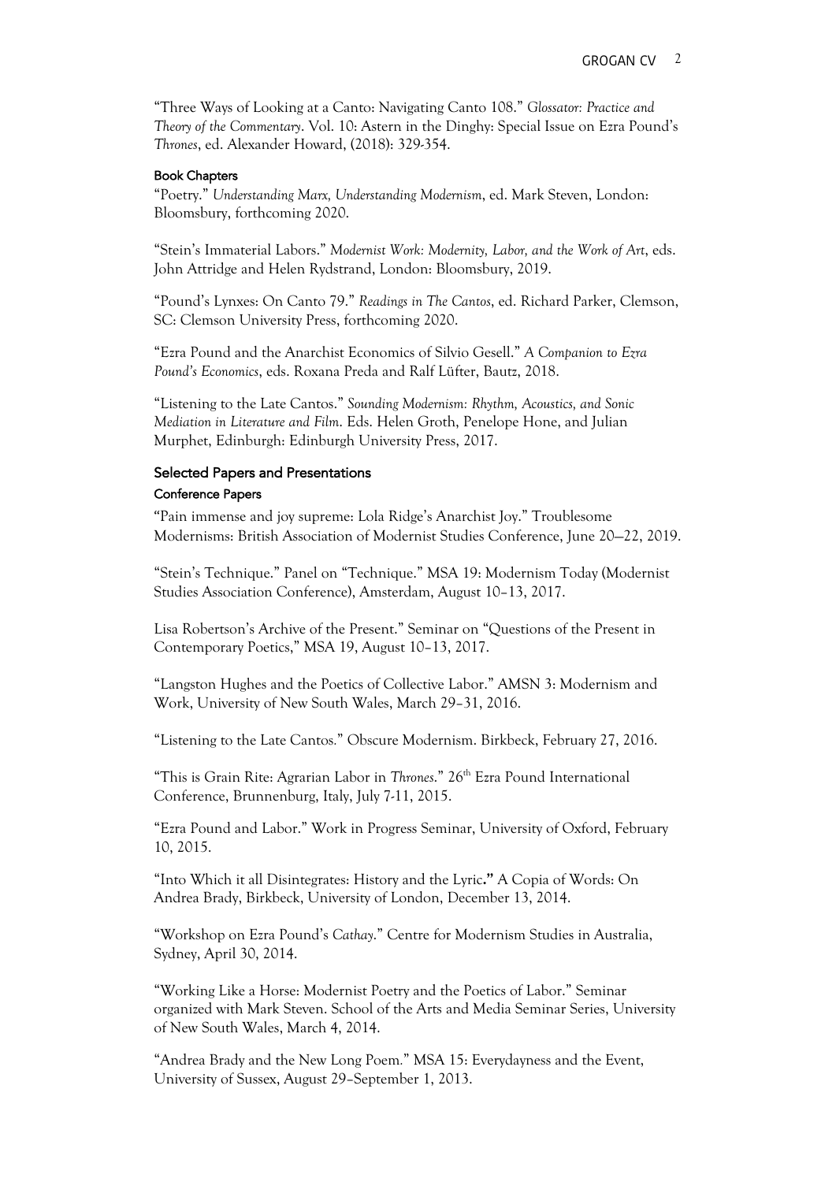"Three Ways of Looking at a Canto: Navigating Canto 108." *Glossator: Practice and Theory of the Commentary*. Vol. 10: Astern in the Dinghy: Special Issue on Ezra Pound's *Thrones*, ed. Alexander Howard, (2018): 329-354.

### Book Chapters

"Poetry." *Understanding Marx, Understanding Modernism*, ed. Mark Steven, London: Bloomsbury, forthcoming 2020.

"Stein's Immaterial Labors." *Modernist Work: Modernity, Labor, and the Work of Art*, eds. John Attridge and Helen Rydstrand, London: Bloomsbury, 2019.

"Pound's Lynxes: On Canto 79." *Readings in The Cantos*, ed. Richard Parker, Clemson, SC: Clemson University Press, forthcoming 2020.

"Ezra Pound and the Anarchist Economics of Silvio Gesell." *A Companion to Ezra Pound's Economics*, eds. Roxana Preda and Ralf Lüfter, Bautz, 2018.

"Listening to the Late Cantos." *Sounding Modernism: Rhythm, Acoustics, and Sonic Mediation in Literature and Film*. Eds. Helen Groth, Penelope Hone, and Julian Murphet, Edinburgh: Edinburgh University Press, 2017.

## Selected Papers and Presentations

### Conference Papers

"Pain immense and joy supreme: Lola Ridge's Anarchist Joy." Troublesome Modernisms: British Association of Modernist Studies Conference, June 20—22, 2019.

"Stein's Technique." Panel on "Technique." MSA 19: Modernism Today (Modernist Studies Association Conference), Amsterdam, August 10–13, 2017.

Lisa Robertson's Archive of the Present." Seminar on "Questions of the Present in Contemporary Poetics," MSA 19, August 10–13, 2017.

"Langston Hughes and the Poetics of Collective Labor." AMSN 3: Modernism and Work, University of New South Wales, March 29–31, 2016.

"Listening to the Late Cantos." Obscure Modernism. Birkbeck, February 27, 2016.

"This is Grain Rite: Agrarian Labor in *Thrones*." 26th Ezra Pound International Conference, Brunnenburg, Italy, July 7-11, 2015.

"Ezra Pound and Labor." Work in Progress Seminar, University of Oxford, February 10, 2015.

"Into Which it all Disintegrates: History and the Lyric**."** A Copia of Words: On Andrea Brady, Birkbeck, University of London, December 13, 2014.

"Workshop on Ezra Pound's *Cathay*." Centre for Modernism Studies in Australia, Sydney, April 30, 2014.

"Working Like a Horse: Modernist Poetry and the Poetics of Labor." Seminar organized with Mark Steven. School of the Arts and Media Seminar Series, University of New South Wales, March 4, 2014.

"Andrea Brady and the New Long Poem." MSA 15: Everydayness and the Event, University of Sussex, August 29–September 1, 2013.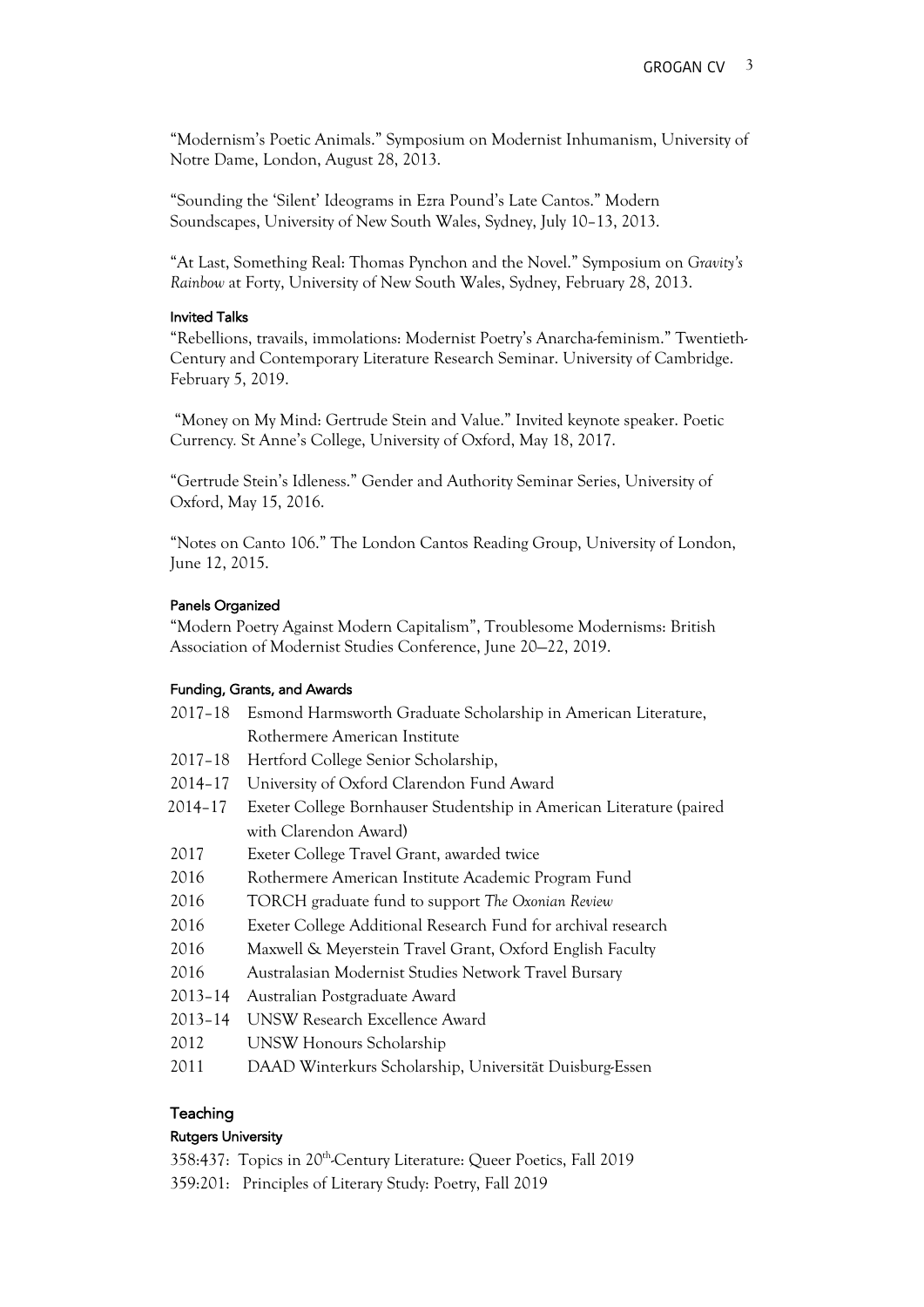"Modernism's Poetic Animals." Symposium on Modernist Inhumanism, University of Notre Dame, London, August 28, 2013.

"Sounding the 'Silent' Ideograms in Ezra Pound's Late Cantos." Modern Soundscapes, University of New South Wales, Sydney, July 10–13, 2013.

"At Last, Something Real: Thomas Pynchon and the Novel." Symposium on *Gravity's Rainbow* at Forty, University of New South Wales, Sydney, February 28, 2013.

#### Invited Talks

"Rebellions, travails, immolations: Modernist Poetry's Anarcha-feminism." Twentieth-Century and Contemporary Literature Research Seminar. University of Cambridge. February 5, 2019.

"Money on My Mind: Gertrude Stein and Value." Invited keynote speaker. Poetic Currency. St Anne's College, University of Oxford, May 18, 2017.

"Gertrude Stein's Idleness." Gender and Authority Seminar Series, University of Oxford, May 15, 2016.

"Notes on Canto 106." The London Cantos Reading Group, University of London, June 12, 2015.

#### Panels Organized

"Modern Poetry Against Modern Capitalism", Troublesome Modernisms: British Association of Modernist Studies Conference, June 20—22, 2019.

#### Funding, Grants, and Awards

- 2017–18 Esmond Harmsworth Graduate Scholarship in American Literature, Rothermere American Institute
- 2017–18 Hertford College Senior Scholarship,
- 2014–17 University of Oxford Clarendon Fund Award
- 2014–17 Exeter College Bornhauser Studentship in American Literature (paired with Clarendon Award)
- 2017 Exeter College Travel Grant, awarded twice
- 2016 Rothermere American Institute Academic Program Fund
- 2016 TORCH graduate fund to support *The Oxonian Review*
- 2016 Exeter College Additional Research Fund for archival research
- 2016 Maxwell & Meyerstein Travel Grant, Oxford English Faculty
- 2016 Australasian Modernist Studies Network Travel Bursary
- 2013–14 Australian Postgraduate Award
- 2013–14 UNSW Research Excellence Award
- 2012 UNSW Honours Scholarship
- 2011 DAAD Winterkurs Scholarship, Universität Duisburg-Essen

### Teaching

#### Rutgers University

358:437: Topics in 20th-Century Literature: Queer Poetics, Fall 2019
359:201: Principles of Literary Study: Poetry, Fall 2019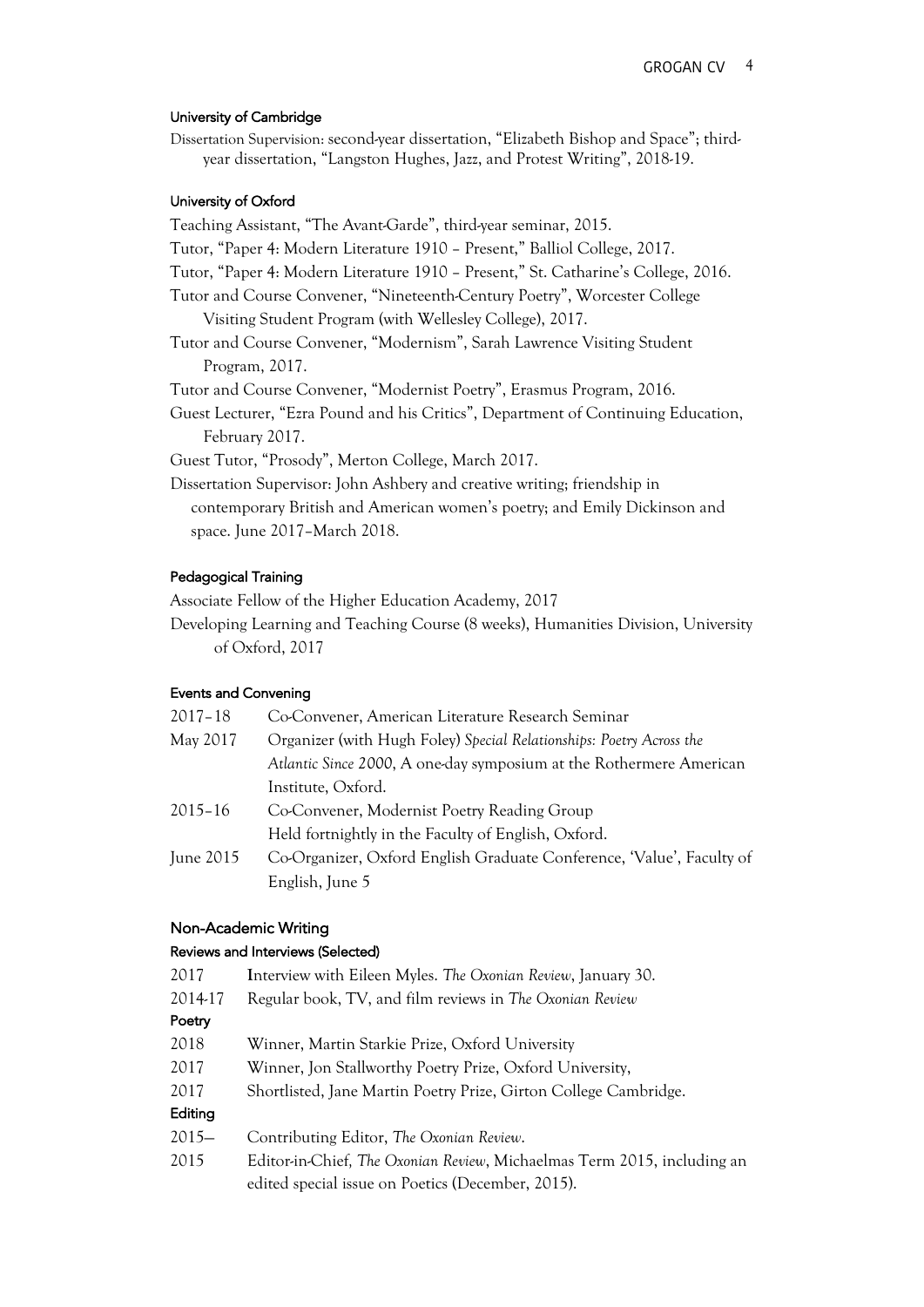### University of Cambridge

Dissertation Supervision: second-year dissertation, "Elizabeth Bishop and Space"; third-year dissertation, "Langston Hughes, Jazz, and Protest Writing", 2018-19.

### University of Oxford

Teaching Assistant, "The Avant-Garde", third-year seminar, 2015.

Tutor, "Paper 4: Modern Literature 1910 – Present," Balliol College, 2017.

Tutor, "Paper 4: Modern Literature 1910 – Present," St. Catharine's College, 2016.

Tutor and Course Convener, "Nineteenth-Century Poetry", Worcester College Visiting Student Program (with Wellesley College), 2017.

Tutor and Course Convener, "Modernism", Sarah Lawrence Visiting Student Program, 2017.

Tutor and Course Convener, "Modernist Poetry", Erasmus Program, 2016.

Guest Lecturer, "Ezra Pound and his Critics", Department of Continuing Education, February 2017.

Guest Tutor, "Prosody", Merton College, March 2017.

Dissertation Supervisor: John Ashbery and creative writing; friendship in contemporary British and American women's poetry; and Emily Dickinson and space. June 2017–March 2018.

### Pedagogical Training

Associate Fellow of the Higher Education Academy, 2017

Developing Learning and Teaching Course (8 weeks), Humanities Division, University of Oxford, 2017

### Events and Convening

| | |
|---|---|
| 2017–18 | Co-Convener, American Literature Research Seminar |
| May 2017 | Organizer (with Hugh Foley) *Special Relationships: Poetry Across the Atlantic Since 2000*, A one-day symposium at the Rothermere American Institute, Oxford. |
| 2015–16 | Co-Convener, Modernist Poetry Reading Group<br>Held fortnightly in the Faculty of English, Oxford. |
| June 2015 | Co-Organizer, Oxford English Graduate Conference, 'Value', Faculty of English, June 5 |

## Non-Academic Writing

### Reviews and Interviews (Selected)

| | |
|---|---|
| 2017 | Interview with Eileen Myles. *The Oxonian Review*, January 30. |
| 2014-17 | Regular book, TV, and film reviews in *The Oxonian Review* |

### Poetry

| | |
|---|---|
| 2018 | Winner, Martin Starkie Prize, Oxford University |
| 2017 | Winner, Jon Stallworthy Poetry Prize, Oxford University, |
| 2017 | Shortlisted, Jane Martin Poetry Prize, Girton College Cambridge. |

### Editing

| | |
|---|---|
| 2015– | Contributing Editor, *The Oxonian Review*. |
| 2015 | Editor-in-Chief, *The Oxonian Review*, Michaelmas Term 2015, including an edited special issue on Poetics (December, 2015). |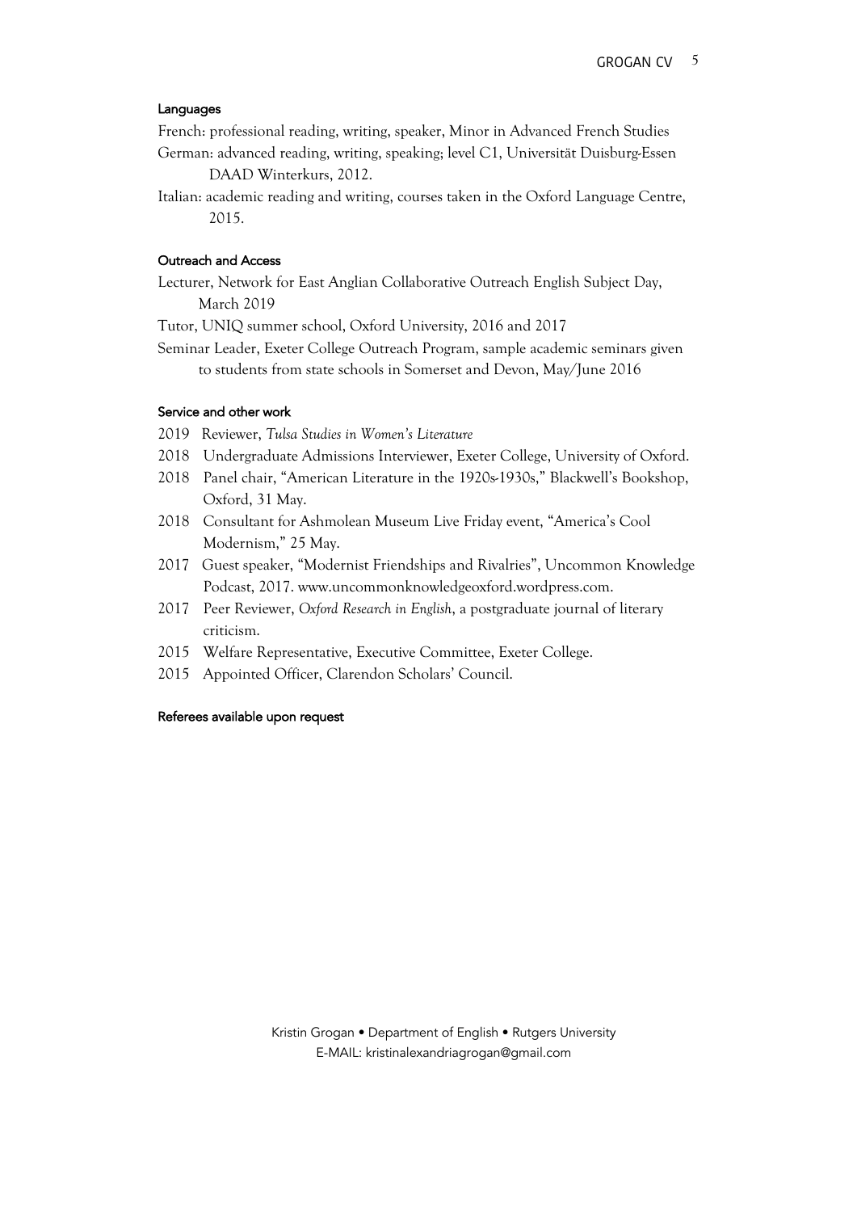### Languages

French: professional reading, writing, speaker, Minor in Advanced French Studies

German: advanced reading, writing, speaking; level C1, Universität Duisburg-Essen DAAD Winterkurs, 2012.

Italian: academic reading and writing, courses taken in the Oxford Language Centre, 2015.

### Outreach and Access

Lecturer, Network for East Anglian Collaborative Outreach English Subject Day, March 2019

Tutor, UNIQ summer school, Oxford University, 2016 and 2017

Seminar Leader, Exeter College Outreach Program, sample academic seminars given to students from state schools in Somerset and Devon, May/June 2016

### Service and other work

2019 Reviewer, *Tulsa Studies in Women's Literature*

2018 Undergraduate Admissions Interviewer, Exeter College, University of Oxford.

2018 Panel chair, "American Literature in the 1920s-1930s," Blackwell's Bookshop, Oxford, 31 May.

2018 Consultant for Ashmolean Museum Live Friday event, "America's Cool Modernism," 25 May.

2017 Guest speaker, "Modernist Friendships and Rivalries", Uncommon Knowledge Podcast, 2017. www.uncommonknowledgeoxford.wordpress.com.

2017 Peer Reviewer, *Oxford Research in English*, a postgraduate journal of literary criticism.

2015 Welfare Representative, Executive Committee, Exeter College.

2015 Appointed Officer, Clarendon Scholars' Council.

### Referees available upon request

Kristin Grogan • Department of English • Rutgers University
E-MAIL: kristinalexandriagrogan@gmail.com